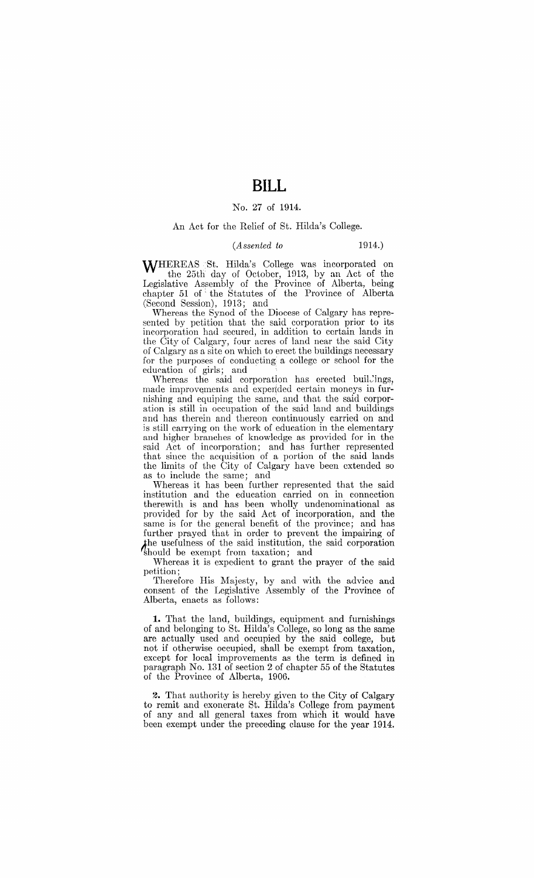# BILL

No. 27 of 1914.

An Act for the Relief of St. Hilda's College.

(*Assented to* 1914.)

WHEREAS St. Hilda's College was incorporated on the 25th day of October, 1913, by an Act of the Legislative Assembly of the Province of Alberta, being chapter 51 of the Statutes of the Province of Alberta (Second Session), 1913; and

Whereas the Synod of the Diocese of Calgary has represented by petition that the said corporation prior to its incorporation had secured, in addition to certain lands in the City of Calgary, four acres of land near the said City of Calgary as a site on which to erect the buildings necessary for the purposes of conducting a college or school for the education of girls; and

Whereas the said corporation has erected buildings, made improvements and expended certain moneys in furnishing and equipping the same, and that the said corporation is still in occupation of the said land and buildings and has therein and thereon continuously carried on and is still carrying on the work of education in the elementary and higher branches of knowledge as provided for in the said Act of incorporation; and has further represented that since the acquisition of a portion of the said lands the limits of the City of Calgary have been extended so as to include the same; and

Whereas it has been further represented that the said institution and the education carried on in connection therewith is and has been wholly undenominational as provided for by the said Act of incorporation, and the same is for the general benefit of the province; and has further prayed that in order to prevent the impairing of the usefulness of the said institution, the said corporation should be exempt from taxation; and

Whereas it is expedient to grant the prayer of the said petition;

Therefore His Majesty, by and with the advice and consent of the Legislative Assembly of the Province of Alberta, enacts as follows:

**1.** That the land, buildings, equipment and furnishings of and belonging to St. Hilda's College, so long as the same are actually used and occupied by the said college, but not if otherwise occupied, shall be exempt from taxation, except for local improvements as the term is defined in paragraph No. 131 of section 2 of chapter 55 of the Statutes of the Province of Alberta, 1906.

**2.** That authority is hereby given to the City of Calgary to remit and exonerate St. Hilda's College from payment of any and all general taxes from which it would have been exempt under the preceding clause for the year 1914.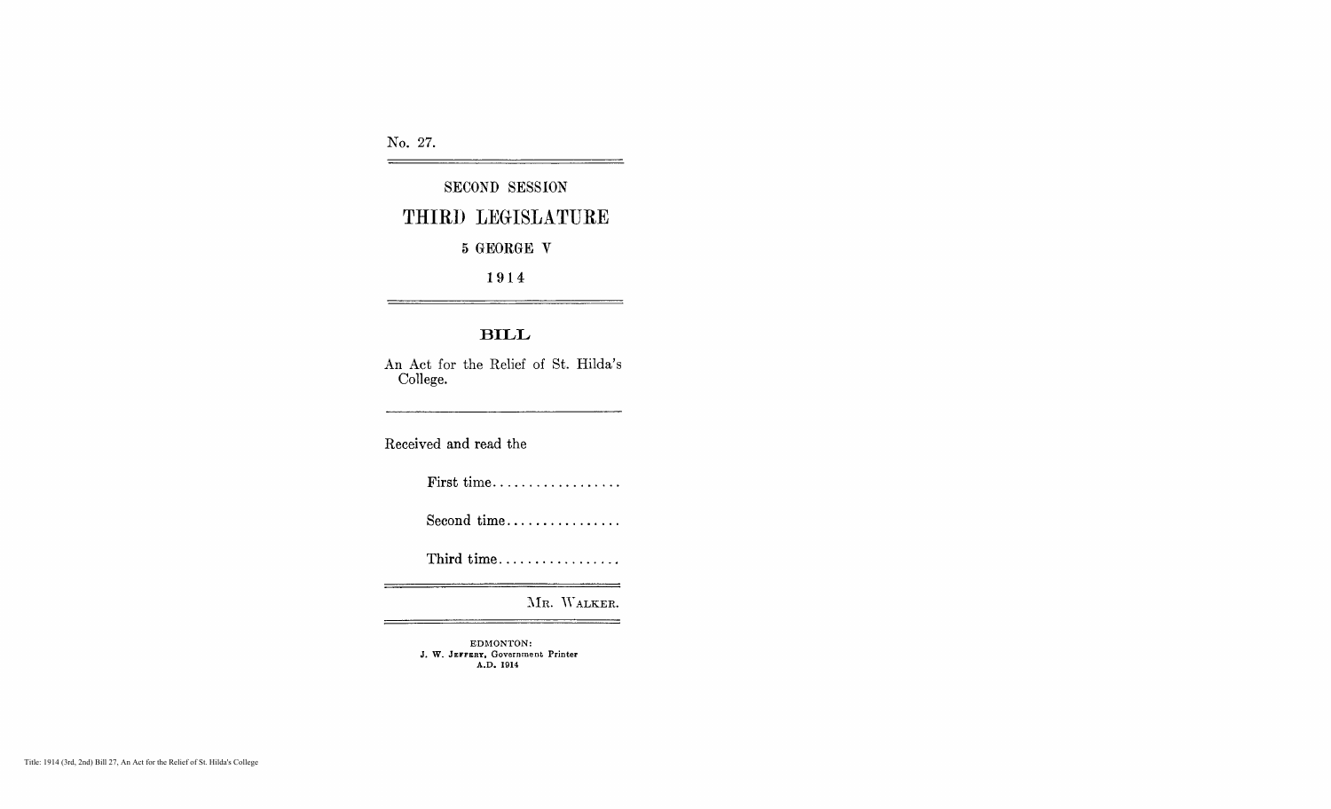No. 27.

SECOND SESSION

# THIRD LEGISLATURE

5 GEORGE V

1914

## BILL

An Act for the Relief of St. Hilda's College.

Received and read the

First time..................

Second time................

Third time.................

MR. WALKER.

EDMONTON:
J. W. JEFFERY, Government Printer
A.D. 1914

Title: 1914 (3rd, 2nd) Bill 27, An Act for the Relief of St. Hilda's College